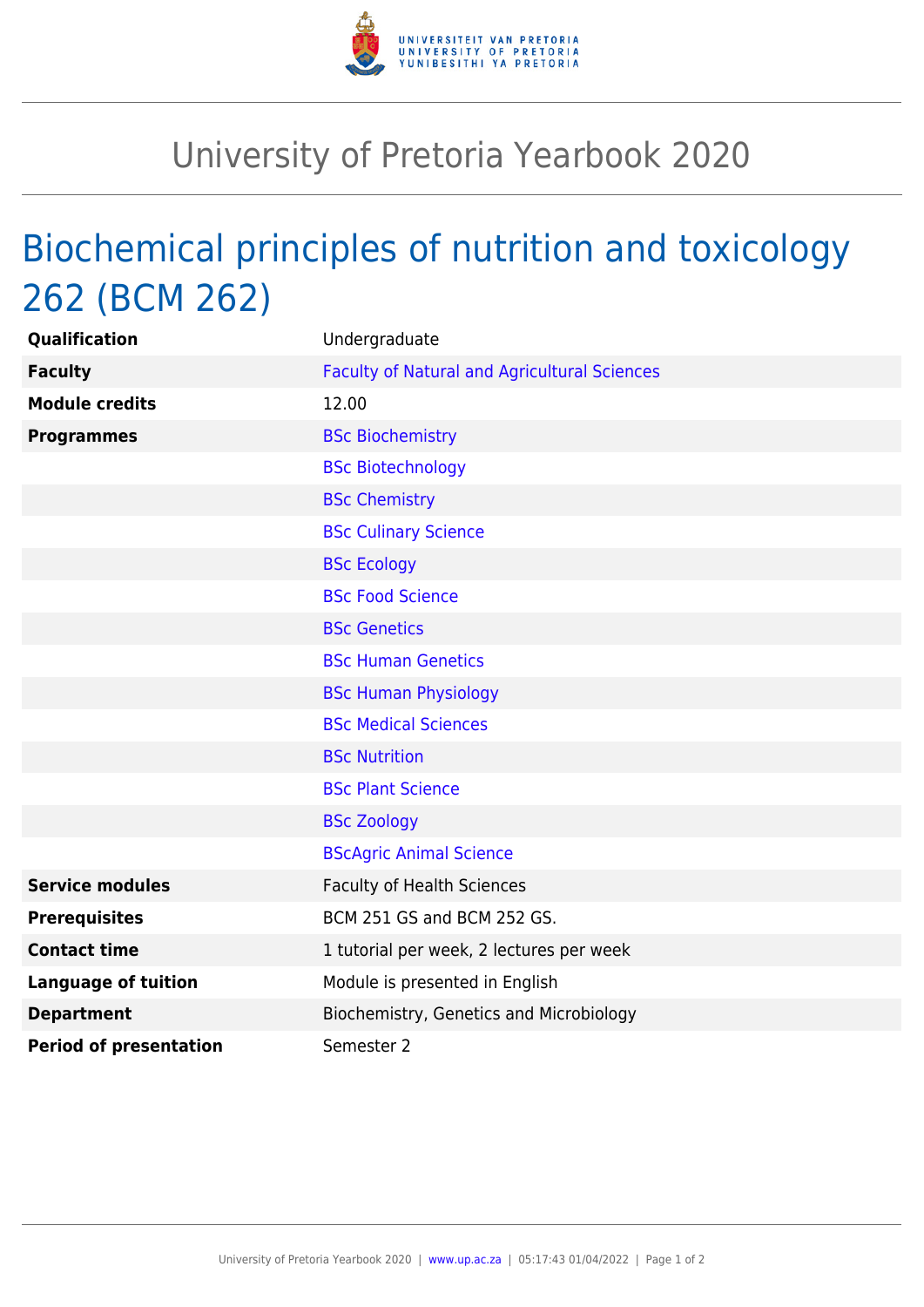# University of Pretoria Yearbook 2020

## Biochemical principles of nutrition and toxicology 262 (BCM 262)

| | |
|---|---|
| **Qualification** | Undergraduate |
| **Faculty** | Faculty of Natural and Agricultural Sciences |
| **Module credits** | 12.00 |
| **Programmes** | BSc Biochemistry |
| | BSc Biotechnology |
| | BSc Chemistry |
| | BSc Culinary Science |
| | BSc Ecology |
| | BSc Food Science |
| | BSc Genetics |
| | BSc Human Genetics |
| | BSc Human Physiology |
| | BSc Medical Sciences |
| | BSc Nutrition |
| | BSc Plant Science |
| | BSc Zoology |
| | BScAgric Animal Science |
| **Service modules** | Faculty of Health Sciences |
| **Prerequisites** | BCM 251 GS and BCM 252 GS. |
| **Contact time** | 1 tutorial per week, 2 lectures per week |
| **Language of tuition** | Module is presented in English |
| **Department** | Biochemistry, Genetics and Microbiology |
| **Period of presentation** | Semester 2 |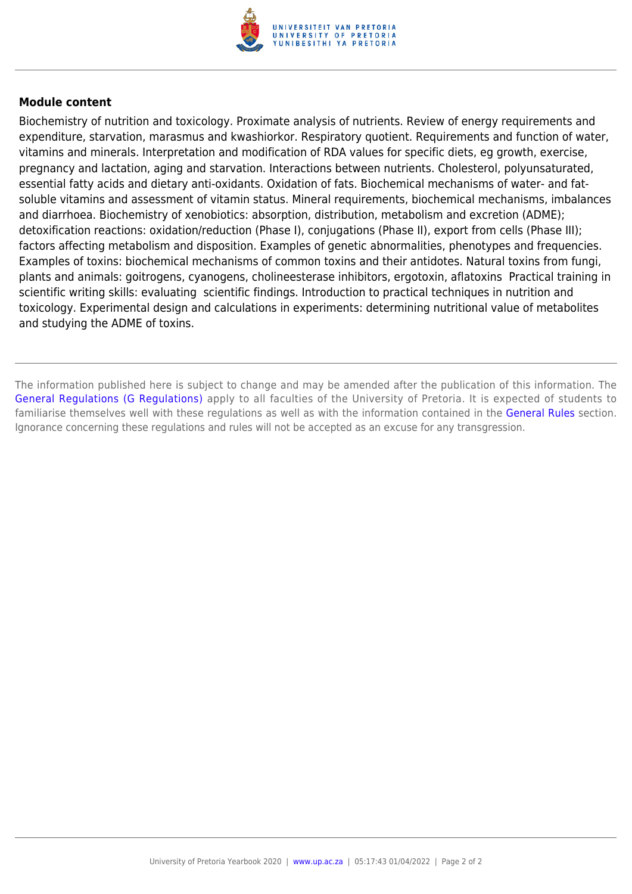**Module content**

Biochemistry of nutrition and toxicology. Proximate analysis of nutrients. Review of energy requirements and expenditure, starvation, marasmus and kwashiorkor. Respiratory quotient. Requirements and function of water, vitamins and minerals. Interpretation and modification of RDA values for specific diets, eg growth, exercise, pregnancy and lactation, aging and starvation. Interactions between nutrients. Cholesterol, polyunsaturated, essential fatty acids and dietary anti-oxidants. Oxidation of fats. Biochemical mechanisms of water- and fat-soluble vitamins and assessment of vitamin status. Mineral requirements, biochemical mechanisms, imbalances and diarrhoea. Biochemistry of xenobiotics: absorption, distribution, metabolism and excretion (ADME); detoxification reactions: oxidation/reduction (Phase I), conjugations (Phase II), export from cells (Phase III); factors affecting metabolism and disposition. Examples of genetic abnormalities, phenotypes and frequencies. Examples of toxins: biochemical mechanisms of common toxins and their antidotes. Natural toxins from fungi, plants and animals: goitrogens, cyanogens, cholineesterase inhibitors, ergotoxin, aflatoxins Practical training in scientific writing skills: evaluating scientific findings. Introduction to practical techniques in nutrition and toxicology. Experimental design and calculations in experiments: determining nutritional value of metabolites and studying the ADME of toxins.

The information published here is subject to change and may be amended after the publication of this information. The General Regulations (G Regulations) apply to all faculties of the University of Pretoria. It is expected of students to familiarise themselves well with these regulations as well as with the information contained in the General Rules section. Ignorance concerning these regulations and rules will not be accepted as an excuse for any transgression.